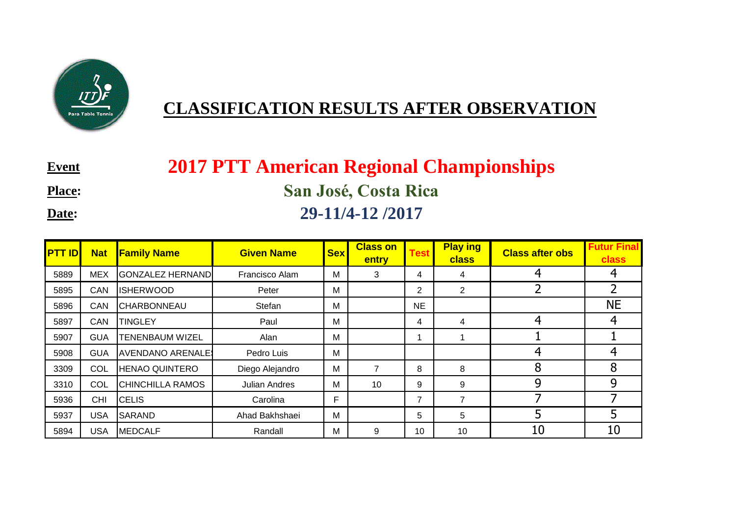# CLASSIFICATION RESULTS AFTER OBSERVATION

**Event** 2017 PTT American Regional Championships

**Place:** San José, Costa Rica

**Date:** 29-11/4-12 /2017

| PTT ID | Nat | Family Name | Given Name | Sex | Class on entry | Test | Play ing class | Class after obs | Futur Final class |
|---|---|---|---|---|---|---|---|---|---|
| 5889 | MEX | GONZALEZ HERNAND | Francisco Alam | M | 3 | 4 | 4 | 4 | 4 |
| 5895 | CAN | ISHERWOOD | Peter | M | | 2 | 2 | 2 | 2 |
| 5896 | CAN | CHARBONNEAU | Stefan | M | | NE | | | NE |
| 5897 | CAN | TINGLEY | Paul | M | | 4 | 4 | 4 | 4 |
| 5907 | GUA | TENENBAUM WIZEL | Alan | M | | 1 | 1 | 1 | 1 |
| 5908 | GUA | AVENDANO ARENALE | Pedro Luis | M | | | | 4 | 4 |
| 3309 | COL | HENAO QUINTERO | Diego Alejandro | M | 7 | 8 | 8 | 8 | 8 |
| 3310 | COL | CHINCHILLA RAMOS | Julian Andres | M | 10 | 9 | 9 | 9 | 9 |
| 5936 | CHI | CELIS | Carolina | F | | 7 | 7 | 7 | 7 |
| 5937 | USA | SARAND | Ahad Bakhshaei | M | | 5 | 5 | 5 | 5 |
| 5894 | USA | MEDCALF | Randall | M | 9 | 10 | 10 | 10 | 10 |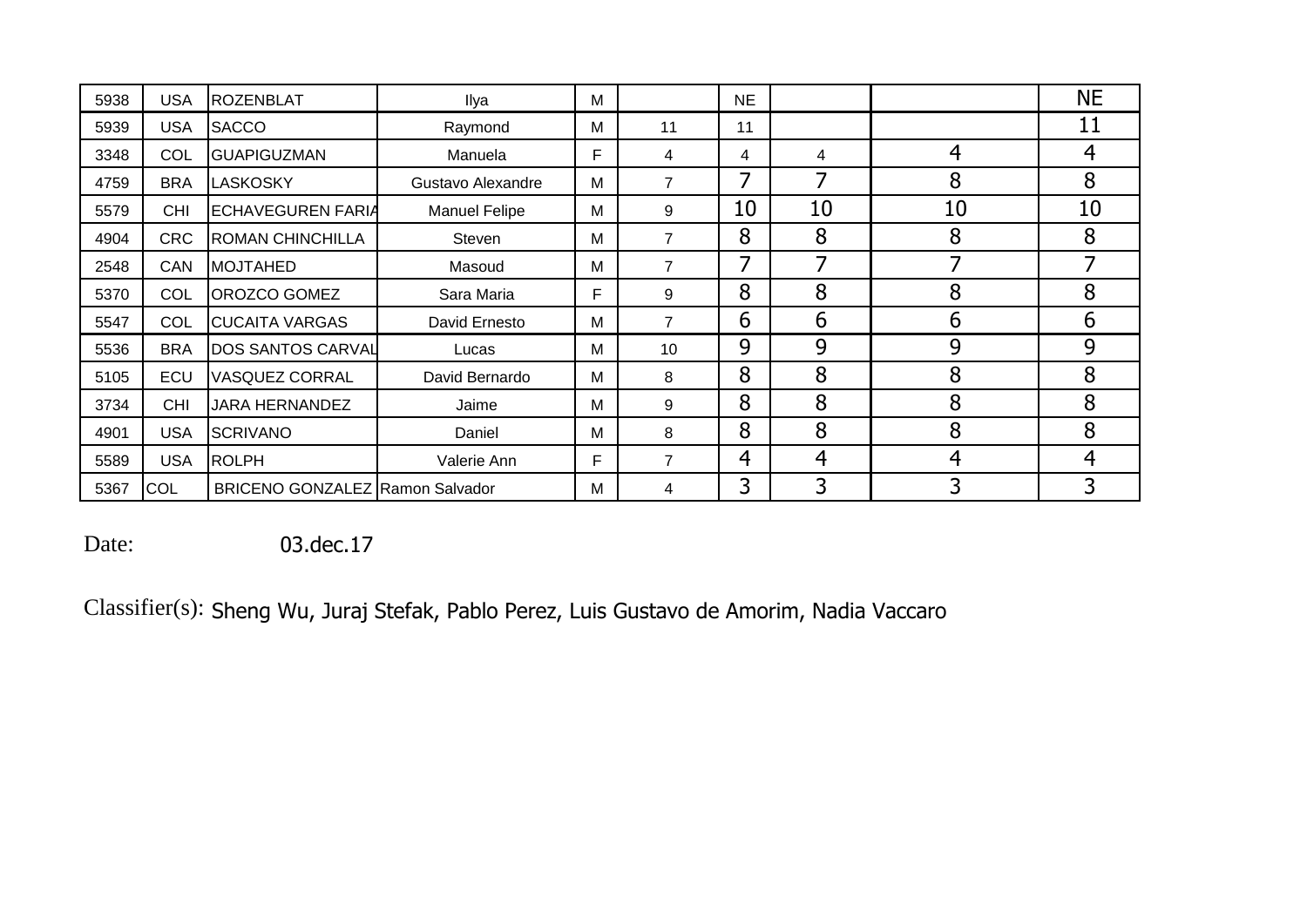| | | | | | | | | | |
|---|---|---|---|---|---|---|---|---|---|
| 5938 | USA | ROZENBLAT | Ilya | M | | NE | | | NE |
| 5939 | USA | SACCO | Raymond | M | 11 | 11 | | | 11 |
| 3348 | COL | GUAPIGUZMAN | Manuela | F | 4 | 4 | 4 | 4 | 4 |
| 4759 | BRA | LASKOSKY | Gustavo Alexandre | M | 7 | 7 | 7 | 8 | 8 |
| 5579 | CHI | ECHAVEGUREN FARIA | Manuel Felipe | M | 9 | 10 | 10 | 10 | 10 |
| 4904 | CRC | ROMAN CHINCHILLA | Steven | M | 7 | 8 | 8 | 8 | 8 |
| 2548 | CAN | MOJTAHED | Masoud | M | 7 | 7 | 7 | 7 | 7 |
| 5370 | COL | OROZCO GOMEZ | Sara Maria | F | 9 | 8 | 8 | 8 | 8 |
| 5547 | COL | CUCAITA VARGAS | David Ernesto | M | 7 | 6 | 6 | 6 | 6 |
| 5536 | BRA | DOS SANTOS CARVAL | Lucas | M | 10 | 9 | 9 | 9 | 9 |
| 5105 | ECU | VASQUEZ CORRAL | David Bernardo | M | 8 | 8 | 8 | 8 | 8 |
| 3734 | CHI | JARA HERNANDEZ | Jaime | M | 9 | 8 | 8 | 8 | 8 |
| 4901 | USA | SCRIVANO | Daniel | M | 8 | 8 | 8 | 8 | 8 |
| 5589 | USA | ROLPH | Valerie Ann | F | 7 | 4 | 4 | 4 | 4 |
| 5367 | COL | BRICENO GONZALEZ | Ramon Salvador | M | 4 | 3 | 3 | 3 | 3 |

Date: 03.dec.17

Classifier(s): Sheng Wu, Juraj Stefak, Pablo Perez, Luis Gustavo de Amorim, Nadia Vaccaro